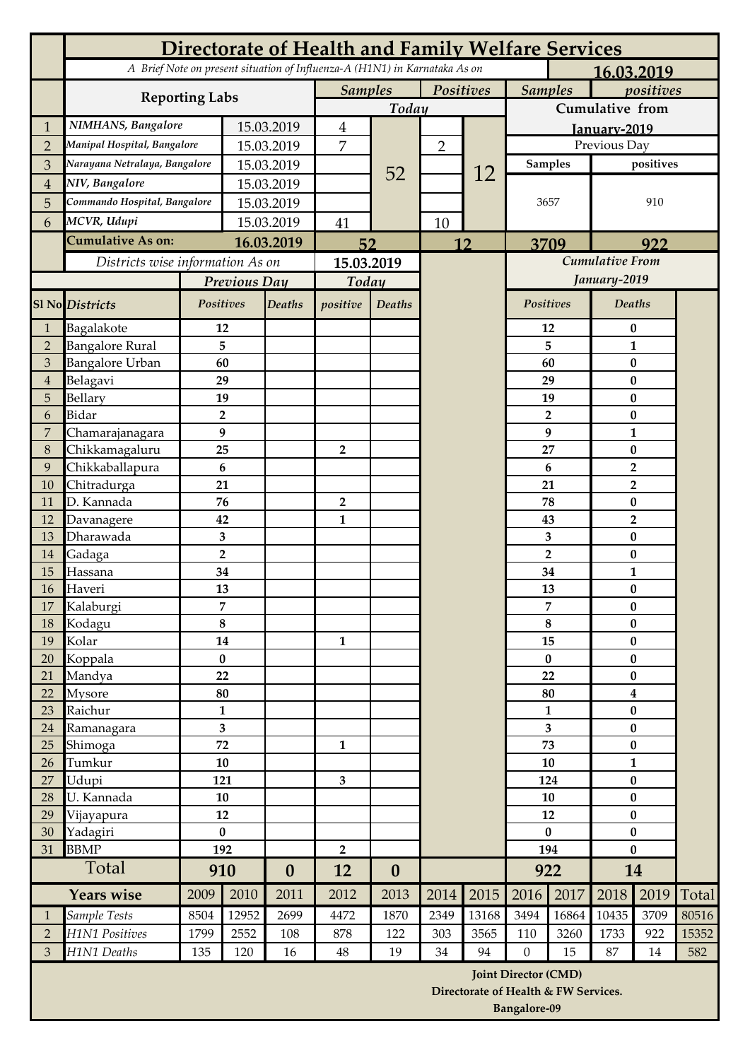# Directorate of Health and Family Welfare Services

*A Brief Note on present situation of Influenza-A (H1N1) in Karnataka As on* **16.03.2019**

| | Reporting Labs | | Samples (Today) | | Positives (Today) | | Samples (Cumulative from January-2019) | positives (Cumulative from January-2019) |
|---|---|---|---|---|---|---|---|---|
| 1 | NIMHANS, Bangalore | 15.03.2019 | 4 | 52 | | 12 | Previous Day | |
| 2 | Manipal Hospital, Bangalore | 15.03.2019 | 7 | | 2 | | Samples | positives |
| 3 | Narayana Netralaya, Bangalore | 15.03.2019 | | | | | 3657 | 910 |
| 4 | NIV, Bangalore | 15.03.2019 | | | | | | |
| 5 | Commando Hospital, Bangalore | 15.03.2019 | | | | | | |
| 6 | MCVR, Udupi | 15.03.2019 | 41 | | 10 | | | |
| | **Cumulative As on:** | **16.03.2019** | **52** | | **12** | | **3709** | **922** |

*Districts wise information As on* **15.03.2019**

| Sl No | *Districts* | Previous Day Positives | Previous Day Deaths | Today positive | Today Deaths | Cumulative From January-2019 Positives | Cumulative From January-2019 Deaths |
|---|---|---|---|---|---|---|---|
| 1 | Bagalakote | 12 | | | | 12 | 0 |
| 2 | Bangalore Rural | 5 | | | | 5 | 1 |
| 3 | Bangalore Urban | 60 | | | | 60 | 0 |
| 4 | Belagavi | 29 | | | | 29 | 0 |
| 5 | Bellary | 19 | | | | 19 | 0 |
| 6 | Bidar | 2 | | | | 2 | 0 |
| 7 | Chamarajanagara | 9 | | | | 9 | 1 |
| 8 | Chikkamagaluru | 25 | | 2 | | 27 | 0 |
| 9 | Chikkaballapura | 6 | | | | 6 | 2 |
| 10 | Chitradurga | 21 | | | | 21 | 2 |
| 11 | D. Kannada | 76 | | 2 | | 78 | 0 |
| 12 | Davanagere | 42 | | 1 | | 43 | 2 |
| 13 | Dharawada | 3 | | | | 3 | 0 |
| 14 | Gadaga | 2 | | | | 2 | 0 |
| 15 | Hassana | 34 | | | | 34 | 1 |
| 16 | Haveri | 13 | | | | 13 | 0 |
| 17 | Kalaburgi | 7 | | | | 7 | 0 |
| 18 | Kodagu | 8 | | | | 8 | 0 |
| 19 | Kolar | 14 | | 1 | | 15 | 0 |
| 20 | Koppala | 0 | | | | 0 | 0 |
| 21 | Mandya | 22 | | | | 22 | 0 |
| 22 | Mysore | 80 | | | | 80 | 4 |
| 23 | Raichur | 1 | | | | 1 | 0 |
| 24 | Ramanagara | 3 | | | | 3 | 0 |
| 25 | Shimoga | 72 | | 1 | | 73 | 0 |
| 26 | Tumkur | 10 | | | | 10 | 1 |
| 27 | Udupi | 121 | | 3 | | 124 | 0 |
| 28 | U. Kannada | 10 | | | | 10 | 0 |
| 29 | Vijayapura | 12 | | | | 12 | 0 |
| 30 | Yadagiri | 0 | | | | 0 | 0 |
| 31 | BBMP | 192 | | 2 | | 194 | 0 |
| | **Total** | **910** | **0** | **12** | **0** | **922** | **14** |

| | Years wise | 2009 | 2010 | 2011 | 2012 | 2013 | 2014 | 2015 | 2016 | 2017 | 2018 | 2019 | Total |
|---|---|---|---|---|---|---|---|---|---|---|---|---|---|
| 1 | *Sample Tests* | 8504 | 12952 | 2699 | 4472 | 1870 | 2349 | 13168 | 3494 | 16864 | 10435 | 3709 | 80516 |
| 2 | *H1N1 Positives* | 1799 | 2552 | 108 | 878 | 122 | 303 | 3565 | 110 | 3260 | 1733 | 922 | 15352 |
| 3 | *H1N1 Deaths* | 135 | 120 | 16 | 48 | 19 | 34 | 94 | 0 | 15 | 87 | 14 | 582 |

**Joint Director (CMD)**
**Directorate of Health & FW Services.**
**Bangalore-09**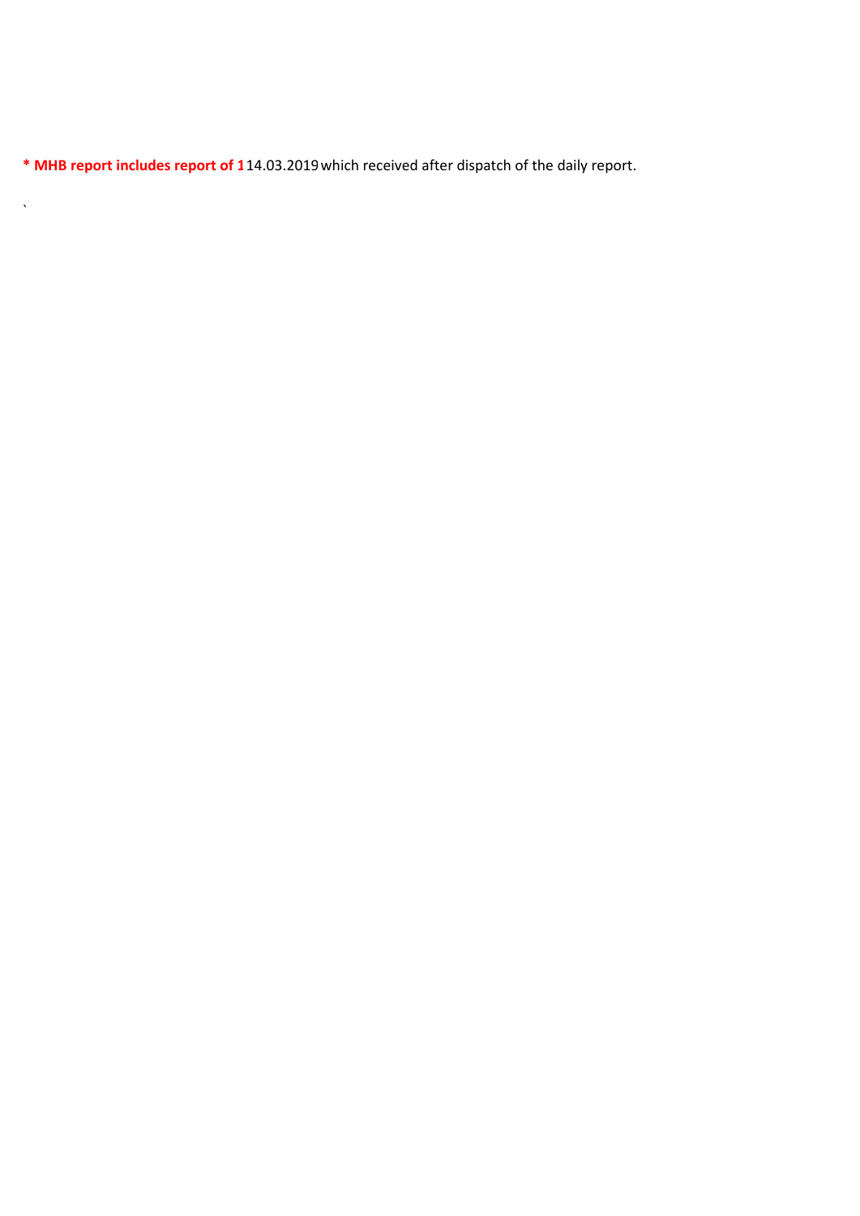**\* MHB report includes report of 1** 14.03.2019 which received after dispatch of the daily report.

`